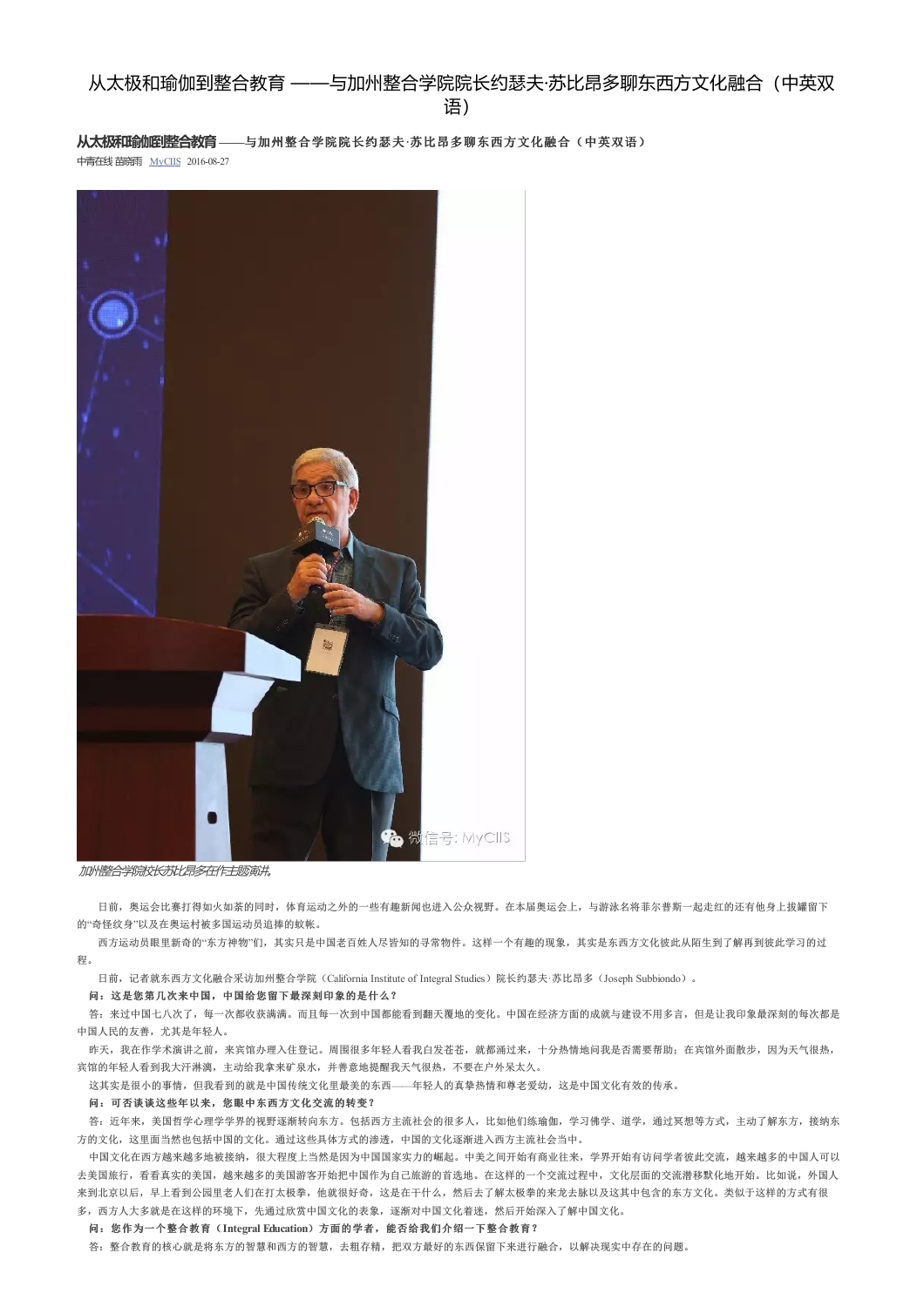# 从太极和瑜伽到整合教育 ——与加州整合学院院长约瑟夫·苏比昂多聊东西方文化融合（中英双语）

**从太极和瑜伽到整合教育**——与加州整合学院院长约瑟夫·苏比昂多聊东西方文化融合（中英双语）

中青在线 苗晓雨 MyCIIS 2016-08-27

加州整合学院校长苏比昂多在作主题演讲。

日前，奥运会比赛打得如火如荼的同时，体育运动之外的一些有趣新闻也进入公众视野。在本届奥运会上，与游泳名将菲尔普斯一起走红的还有他身上拔罐留下的"奇怪纹身"以及在奥运村被多国运动员追捧的蚊帐。

西方运动员眼里新奇的"东方神物"们，其实只是中国老百姓人尽皆知的寻常物件。这样一个有趣的现象，其实是东西方文化彼此从陌生到了解再到彼此学习的过程。

日前，记者就东西方文化融合采访加州整合学院（California Institute of Integral Studies）院长约瑟夫·苏比昂多（Joseph Subbiondo）。

**问：这是您第几次来中国，中国给您留下最深刻印象的是什么？**

答：来过中国七八次了，每一次都收获满满。而且每一次到中国都能看到翻天覆地的变化。中国在经济方面的成就与建设不用多言，但是让我印象最深刻的每次都是中国人民的友善，尤其是年轻人。

昨天，我在作学术演讲之前，来宾馆办理入住登记。周围很多年轻人看我白发苍苍，就都涌过来，十分热情地问我是否需要帮助；在宾馆外面散步，因为天气很热，宾馆的年轻人看到我大汗淋漓，主动给我拿来矿泉水，并善意地提醒我天气很热，不要在户外呆太久。

这其实是很小的事情，但我看到的就是中国传统文化里最美的东西——年轻人的真挚热情和尊老爱幼，这是中国文化有效的传承。

**问：可否谈谈这些年以来，您眼中东西方文化交流的转变？**

答：近年来，美国哲学心理学学界的视野逐渐转向东方。包括西方主流社会的很多人，比如他们练瑜伽，学习佛学、道学，通过冥想等方式，主动了解东方，接纳东方的文化，这里面当然也包括中国的文化。通过这些具体方式的渗透，中国的文化逐渐进入西方主流社会当中。

中国文化在西方越来越多地被接纳，很大程度上当然是因为中国国家实力的崛起。中美之间开始有商业往来，学界开始有访问学者彼此交流，越来越多的中国人可以去美国旅行，看看真实的美国，越来越多的美国游客开始把中国作为自己旅游的首选地。在这样的一个交流过程中，文化层面的交流潜移默化地开始。比如说，外国人来到北京以后，早上看到公园里老人们在打太极拳，他就很好奇，这是在干什么，然后去了解太极拳的来龙去脉以及这其中包含的东方文化。类似于这样的方式有很多，西方人大多就是在这样的环境下，先通过欣赏中国文化的表象，逐渐对中国文化着迷，然后开始深入了解中国文化。

**问：您作为一个整合教育（Integral Education）方面的学者，能否给我们介绍一下整合教育？**

答：整合教育的核心就是将东方的智慧和西方的智慧，去粗存精，把双方最好的东西保留下来进行融合，以解决现实中存在的问题。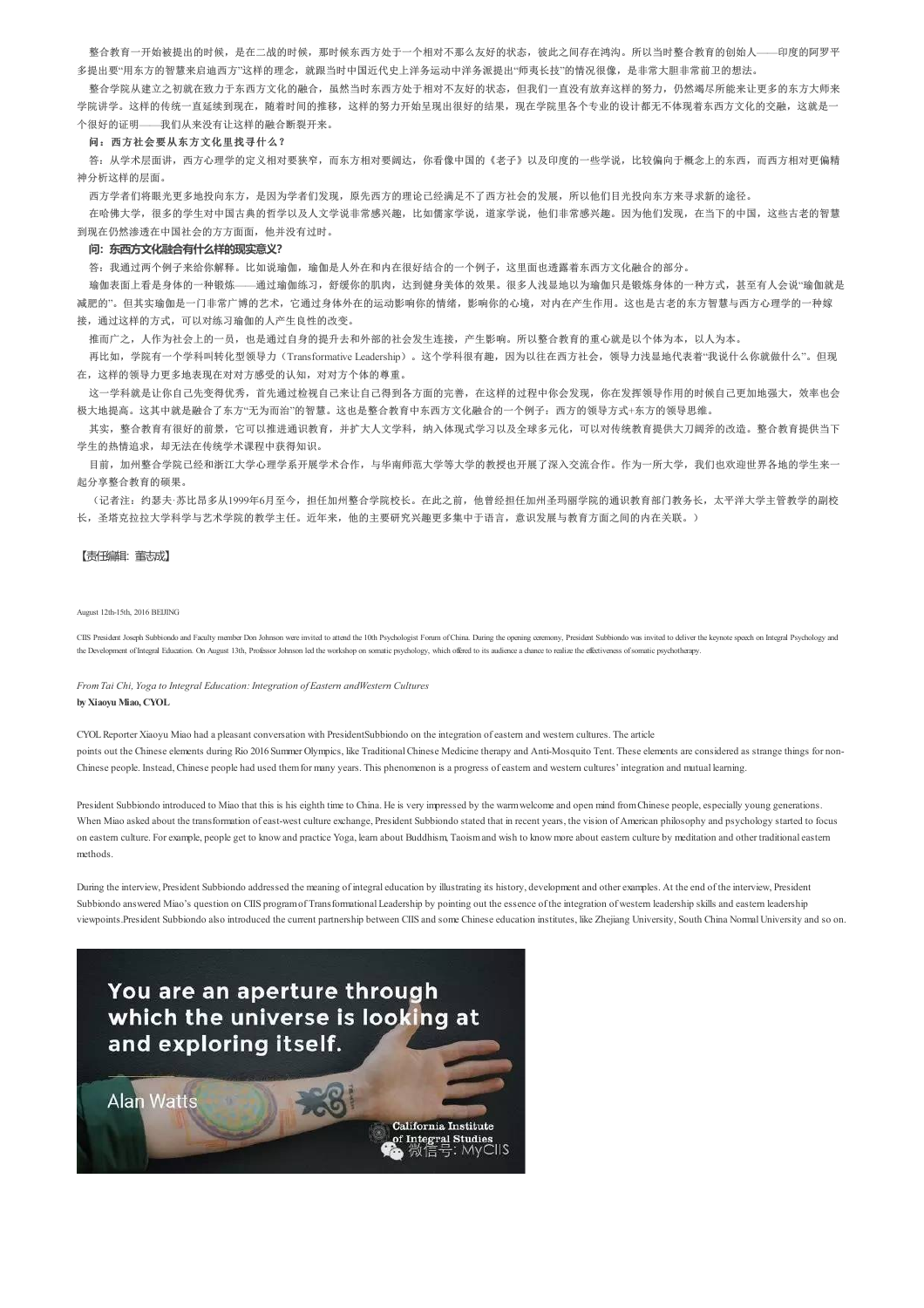整合教育一开始被提出的时候，是在二战的时候，那时候东西方处于一个相对不那么友好的状态，彼此之间存在鸿沟。所以当时整合教育的创始人——印度的阿罗平多提出要"用东方的智慧来启迪西方"这样的理念，就跟当时中国近代史上洋务运动中洋务派提出"师夷长技"的情况很像，是非常大胆非常前卫的想法。

整合学院从建立之初就在致力于东西方文化的融合，虽然当时东西方处于相对不友好的状态，但我们一直没有放弃这样的努力，仍然竭尽所能来让更多的东方大师来学院讲学。这样的传统一直延续到现在，随着时间的推移，这样的努力开始呈现出很好的结果，现在学院里各个专业的设计都无不体现着东西方文化的交融，这就是一个很好的证明——我们从来没有让这样的融合断裂开来。

**问：西方社会要从东方文化里找寻什么？**

答：从学术层面讲，西方心理学的定义相对要狭窄，而东方相对要阔达，你看像中国的《老子》以及印度的一些学说，比较偏向于概念上的东西，而西方相对更偏精神分析这样的层面。

西方学者们将眼光更多地投向东方，是因为学者们发现，原先西方的理论已经满足不了西方社会的发展，所以他们目光投向东方来寻求新的途径。

在哈佛大学，很多的学生对中国古典的哲学以及人文学说非常感兴趣，比如儒家学说，道家学说，他们非常感兴趣。因为他们发现，在当下的中国，这些古老的智慧到现在仍然渗透在中国社会的方方面面，他并没有过时。

**问：东西方文化融合有什么样的现实意义？**

答：我通过两个例子来给你解释。比如说瑜伽，瑜伽是人外在和内在很好结合的一个例子，这里面也透露着东西方文化融合的部分。

瑜伽表面上看是身体的一种锻炼——通过瑜伽练习，舒缓你的肌肉，达到健身美体的效果。很多人浅显地以为瑜伽只是锻炼身体的一种方式，甚至有人会说"瑜伽就是减肥的"。但其实瑜伽是一门非常广博的艺术，它通过身体外在的运动影响你的情绪，影响你的心境，对内在产生作用。这也是古老的东方智慧与西方心理学的一种嫁接，通过这样的方式，可以对练习瑜伽的人产生良性的改变。

推而广之，人作为社会上的一员，也是通过自身的提升去和外部的社会发生连接，产生影响。所以整合教育的重心就是以个体为本，以人为本。

再比如，学院有一个学科叫转化型领导力（Transformative Leadership）。这个学科很有趣，因为以往在西方社会，领导力浅显地代表着"我说什么你就做什么"。但现在，这样的领导力更多地表现在对对方感受的认知，对对方个体的尊重。

这一学科就是让你自己先变得优秀，首先通过检视自己来让自己得到各方面的完善，在这样的过程中你会发现，你在发挥领导作用的时候自己更加地强大，效率也会极大地提高。这其中就是融合了东方"无为而治"的智慧。这也是整合教育中东西方文化融合的一个例子：西方的领导方式+东方的领导思维。

其实，整合教育有很好的前景，它可以推进通识教育，并扩大人文学科，纳入体现式学习以及全球多元化，可以对传统教育提供大刀阔斧的改造。整合教育提供当下学生的热情追求，却无法在传统学术课程中获得知识。

目前，加州整合学院已经和浙江大学心理学系开展学术合作，与华南师范大学等大学的教授也开展了深入交流合作。作为一所大学，我们也欢迎世界各地的学生来一起分享整合教育的硕果。

（记者注：约瑟夫·苏比昂多从1999年6月至今，担任加州整合学院校长。在此之前，他曾经担任加州圣玛丽学院的通识教育部门教务长，太平洋大学主管教学的副校长，圣塔克拉拉大学科学与艺术学院的教学主任。近年来，他的主要研究兴趣更多集中于语言，意识发展与教育方面之间的内在关联。）

【责任编辑：董志成】

August 12th-15th, 2016 BEIJING

CIIS President Joseph Subbiondo and Faculty member Don Johnson were invited to attend the 10th Psychologist Forum of China. During the opening ceremony, President Subbiondo was invited to deliver the keynote speech on Integral Psychology and the Development of Integral Education. On August 13th, Professor Johnson led the workshop on somatic psychology, which offered to its audience a chance to realize the effectiveness of somatic psychotherapy.

*From Tai Chi, Yoga to Integral Education: Integration of Eastern and Western Cultures*

**by Xiaoyu Miao, CYOL**

CYOL Reporter Xiaoyu Miao had a pleasant conversation with President Subbiondo on the integration of eastern and western cultures. The article points out the Chinese elements during Rio 2016 Summer Olympics, like Traditional Chinese Medicine therapy and Anti-Mosquito Tent. These elements are considered as strange things for non-Chinese people. Instead, Chinese people had used them for many years. This phenomenon is a progress of eastern and western cultures' integration and mutual learning.

President Subbiondo introduced to Miao that this is his eighth time to China. He is very impressed by the warm welcome and open mind from Chinese people, especially young generations. When Miao asked about the transformation of east-west culture exchange, President Subbiondo stated that in recent years, the vision of American philosophy and psychology started to focus on eastern culture. For example, people get to know and practice Yoga, learn about Buddhism, Taoism and wish to know more about eastern culture by meditation and other traditional eastern methods.

During the interview, President Subbiondo addressed the meaning of integral education by illustrating its history, development and other examples. At the end of the interview, President Subbiondo answered Miao's question on CIIS program of Transformational Leadership by pointing out the essence of the integration of western leadership skills and eastern leadership viewpoints. President Subbiondo also introduced the current partnership between CIIS and some Chinese education institutes, like Zhejiang University, South China Normal University and so on.

You are an aperture through which the universe is looking at and exploring itself.

Alan Watts

California Institute of Integral Studies

微信号: MyCIIS